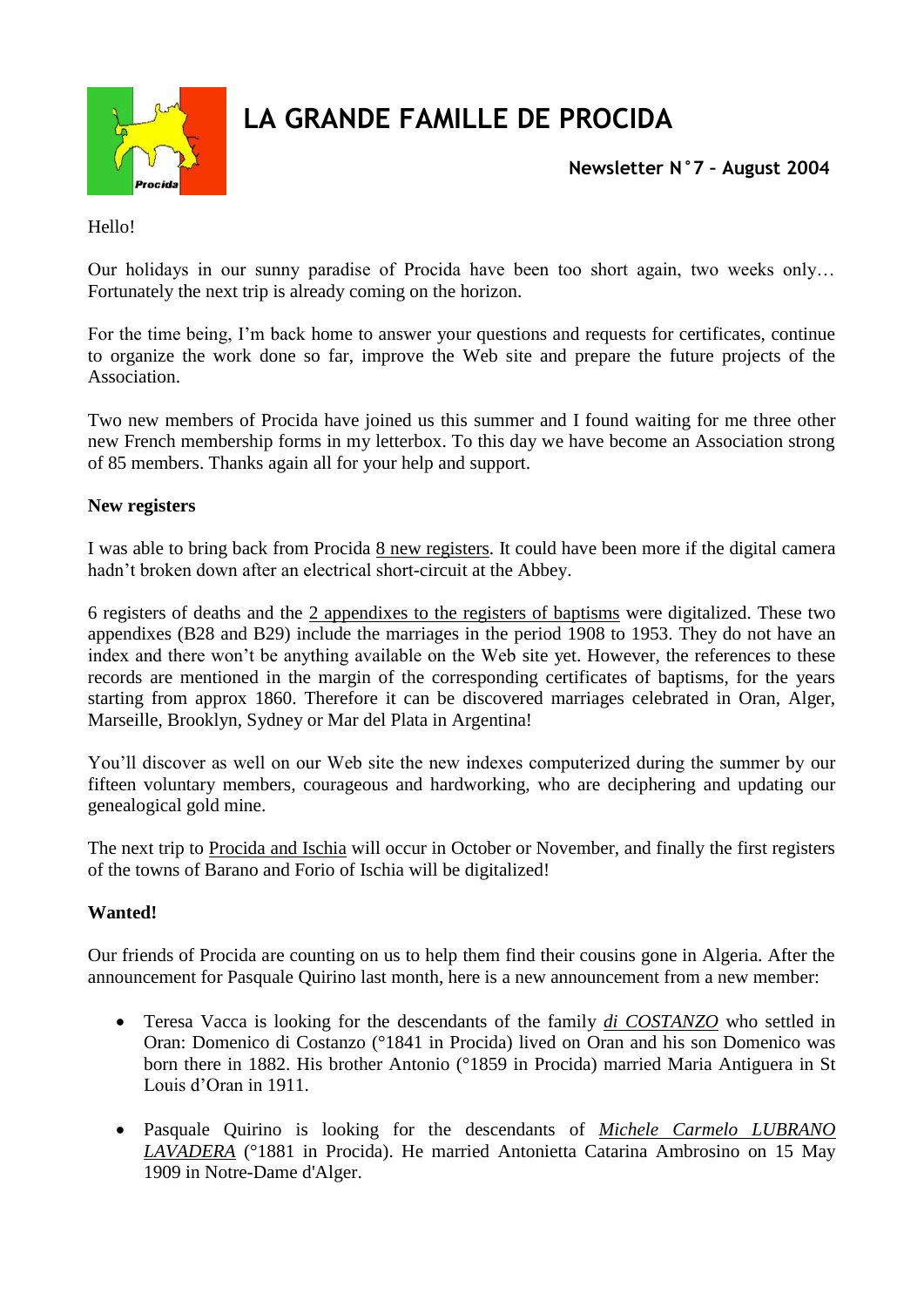# LA GRANDE FAMILLE DE PROCIDA

**Newsletter N°7 – August 2004**

Hello!

Our holidays in our sunny paradise of Procida have been too short again, two weeks only… Fortunately the next trip is already coming on the horizon.

For the time being, I'm back home to answer your questions and requests for certificates, continue to organize the work done so far, improve the Web site and prepare the future projects of the Association.

Two new members of Procida have joined us this summer and I found waiting for me three other new French membership forms in my letterbox. To this day we have become an Association strong of 85 members. Thanks again all for your help and support.

**New registers**

I was able to bring back from Procida 8 new registers. It could have been more if the digital camera hadn't broken down after an electrical short-circuit at the Abbey.

6 registers of deaths and the 2 appendixes to the registers of baptisms were digitalized. These two appendixes (B28 and B29) include the marriages in the period 1908 to 1953. They do not have an index and there won't be anything available on the Web site yet. However, the references to these records are mentioned in the margin of the corresponding certificates of baptisms, for the years starting from approx 1860. Therefore it can be discovered marriages celebrated in Oran, Alger, Marseille, Brooklyn, Sydney or Mar del Plata in Argentina!

You'll discover as well on our Web site the new indexes computerized during the summer by our fifteen voluntary members, courageous and hardworking, who are deciphering and updating our genealogical gold mine.

The next trip to Procida and Ischia will occur in October or November, and finally the first registers of the towns of Barano and Forio of Ischia will be digitalized!

**Wanted!**

Our friends of Procida are counting on us to help them find their cousins gone in Algeria. After the announcement for Pasquale Quirino last month, here is a new announcement from a new member:

- Teresa Vacca is looking for the descendants of the family *di COSTANZO* who settled in Oran: Domenico di Costanzo (°1841 in Procida) lived on Oran and his son Domenico was born there in 1882. His brother Antonio (°1859 in Procida) married Maria Antiguera in St Louis d'Oran in 1911.
- Pasquale Quirino is looking for the descendants of *Michele Carmelo LUBRANO LAVADERA* (°1881 in Procida). He married Antonietta Catarina Ambrosino on 15 May 1909 in Notre-Dame d'Alger.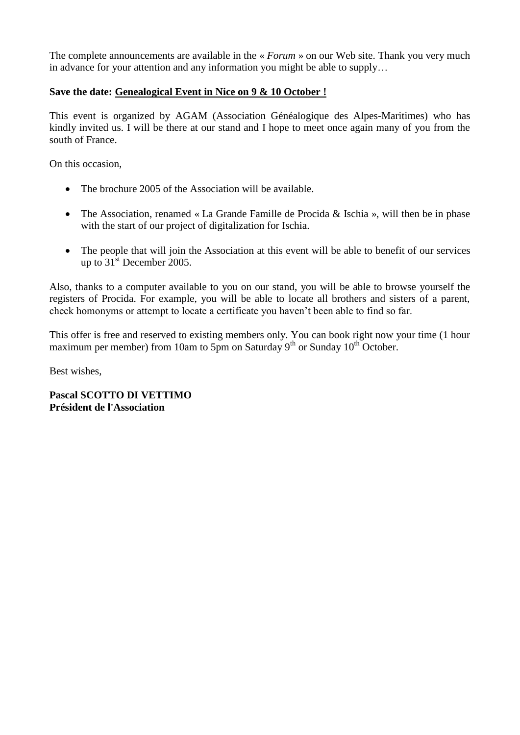The complete announcements are available in the « *Forum* » on our Web site. Thank you very much in advance for your attention and any information you might be able to supply…

**Save the date: <u>Genealogical Event in Nice on 9 & 10 October !</u>**

This event is organized by AGAM (Association Généalogique des Alpes-Maritimes) who has kindly invited us. I will be there at our stand and I hope to meet once again many of you from the south of France.

On this occasion,

- The brochure 2005 of the Association will be available.
- The Association, renamed « La Grande Famille de Procida & Ischia », will then be in phase with the start of our project of digitalization for Ischia.
- The people that will join the Association at this event will be able to benefit of our services up to 31st December 2005.

Also, thanks to a computer available to you on our stand, you will be able to browse yourself the registers of Procida. For example, you will be able to locate all brothers and sisters of a parent, check homonyms or attempt to locate a certificate you haven't been able to find so far.

This offer is free and reserved to existing members only. You can book right now your time (1 hour maximum per member) from 10am to 5pm on Saturday 9th or Sunday 10th October.

Best wishes,

**Pascal SCOTTO DI VETTIMO**
**Président de l'Association**